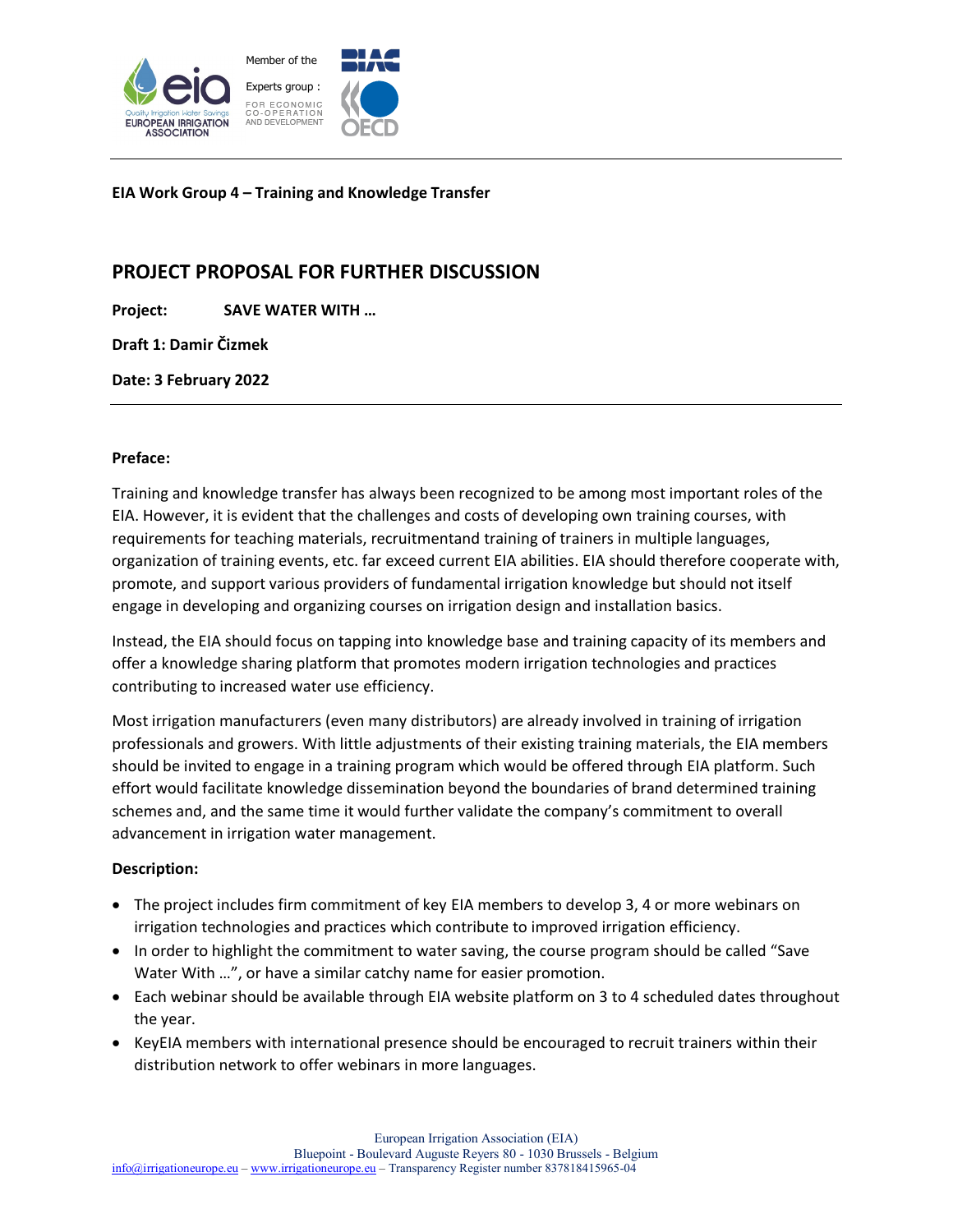**EIA Work Group 4 – Training and Knowledge Transfer**

## PROJECT PROPOSAL FOR FURTHER DISCUSSION

**Project:** **SAVE WATER WITH …**

**Draft 1: Damir Čizmek**

**Date: 3 February 2022**

**Preface:**

Training and knowledge transfer has always been recognized to be among most important roles of the EIA. However, it is evident that the challenges and costs of developing own training courses, with requirements for teaching materials, recruitmentand training of trainers in multiple languages, organization of training events, etc. far exceed current EIA abilities. EIA should therefore cooperate with, promote, and support various providers of fundamental irrigation knowledge but should not itself engage in developing and organizing courses on irrigation design and installation basics.

Instead, the EIA should focus on tapping into knowledge base and training capacity of its members and offer a knowledge sharing platform that promotes modern irrigation technologies and practices contributing to increased water use efficiency.

Most irrigation manufacturers (even many distributors) are already involved in training of irrigation professionals and growers. With little adjustments of their existing training materials, the EIA members should be invited to engage in a training program which would be offered through EIA platform. Such effort would facilitate knowledge dissemination beyond the boundaries of brand determined training schemes and, and the same time it would further validate the company's commitment to overall advancement in irrigation water management.

**Description:**

- The project includes firm commitment of key EIA members to develop 3, 4 or more webinars on irrigation technologies and practices which contribute to improved irrigation efficiency.
- In order to highlight the commitment to water saving, the course program should be called "Save Water With …", or have a similar catchy name for easier promotion.
- Each webinar should be available through EIA website platform on 3 to 4 scheduled dates throughout the year.
- KeyEIA members with international presence should be encouraged to recruit trainers within their distribution network to offer webinars in more languages.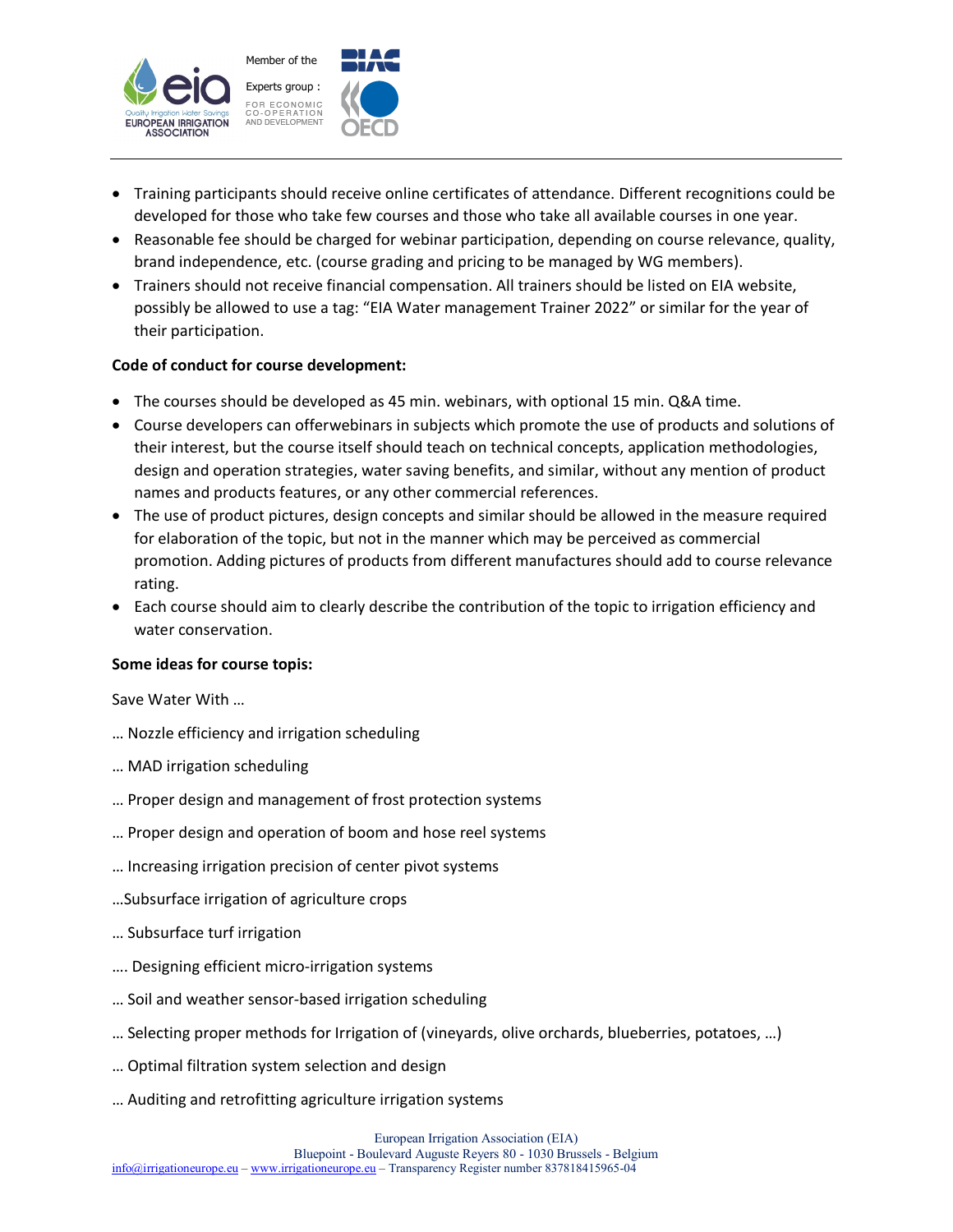- Training participants should receive online certificates of attendance. Different recognitions could be developed for those who take few courses and those who take all available courses in one year.
- Reasonable fee should be charged for webinar participation, depending on course relevance, quality, brand independence, etc. (course grading and pricing to be managed by WG members).
- Trainers should not receive financial compensation. All trainers should be listed on EIA website, possibly be allowed to use a tag: "EIA Water management Trainer 2022" or similar for the year of their participation.

**Code of conduct for course development:**

- The courses should be developed as 45 min. webinars, with optional 15 min. Q&A time.
- Course developers can offerwebinars in subjects which promote the use of products and solutions of their interest, but the course itself should teach on technical concepts, application methodologies, design and operation strategies, water saving benefits, and similar, without any mention of product names and products features, or any other commercial references.
- The use of product pictures, design concepts and similar should be allowed in the measure required for elaboration of the topic, but not in the manner which may be perceived as commercial promotion. Adding pictures of products from different manufactures should add to course relevance rating.
- Each course should aim to clearly describe the contribution of the topic to irrigation efficiency and water conservation.

**Some ideas for course topis:**

Save Water With …

… Nozzle efficiency and irrigation scheduling

… MAD irrigation scheduling

… Proper design and management of frost protection systems

… Proper design and operation of boom and hose reel systems

… Increasing irrigation precision of center pivot systems

…Subsurface irrigation of agriculture crops

… Subsurface turf irrigation

…. Designing efficient micro-irrigation systems

… Soil and weather sensor-based irrigation scheduling

… Selecting proper methods for Irrigation of (vineyards, olive orchards, blueberries, potatoes, …)

… Optimal filtration system selection and design

… Auditing and retrofitting agriculture irrigation systems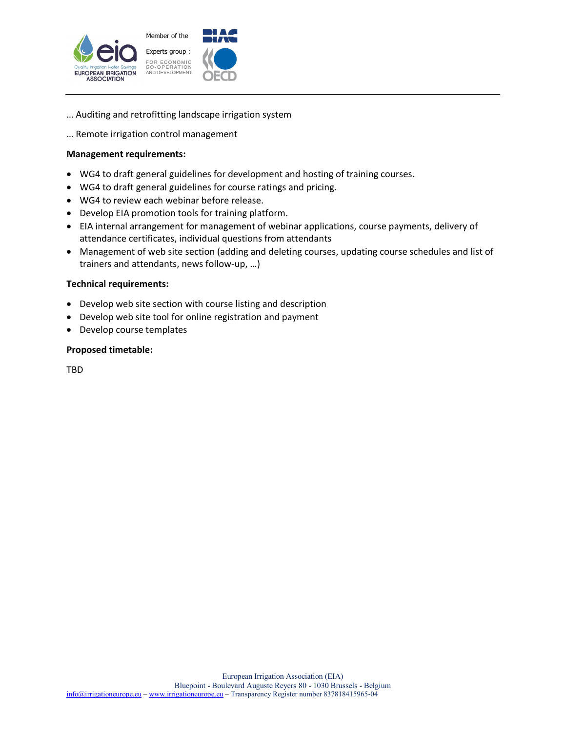… Auditing and retrofitting landscape irrigation system

… Remote irrigation control management

**Management requirements:**

- WG4 to draft general guidelines for development and hosting of training courses.
- WG4 to draft general guidelines for course ratings and pricing.
- WG4 to review each webinar before release.
- Develop EIA promotion tools for training platform.
- EIA internal arrangement for management of webinar applications, course payments, delivery of attendance certificates, individual questions from attendants
- Management of web site section (adding and deleting courses, updating course schedules and list of trainers and attendants, news follow-up, …)

**Technical requirements:**

- Develop web site section with course listing and description
- Develop web site tool for online registration and payment
- Develop course templates

**Proposed timetable:**

TBD